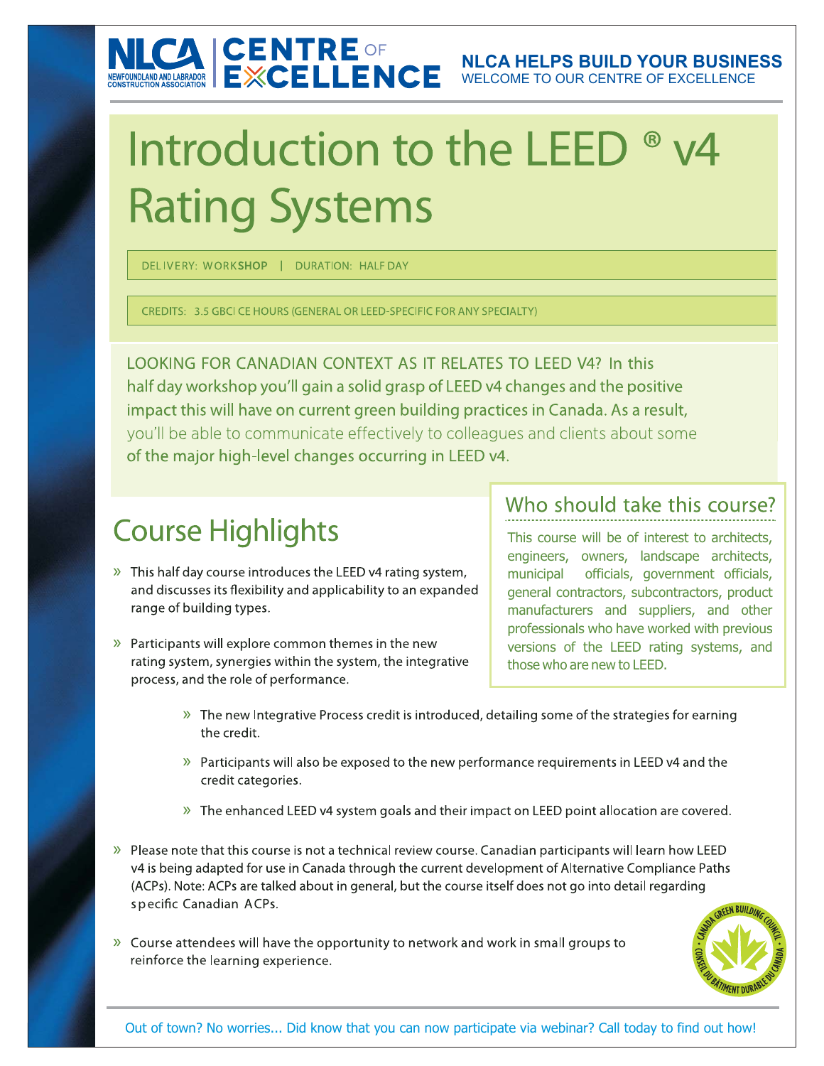NLCA NEWFOUNDLAND AND LABRADOR CONSTRUCTION ASSOCIATION | CENTRE OF EXCELLENCE

**NLCA HELPS BUILD YOUR BUSINESS**
WELCOME TO OUR CENTRE OF EXCELLENCE

# Introduction to the LEED ® v4 Rating Systems

DELIVERY: WORKSHOP | DURATION: HALF DAY

CREDITS: 3.5 GBCI CE HOURS (GENERAL OR LEED-SPECIFIC FOR ANY SPECIALTY)

LOOKING FOR CANADIAN CONTEXT AS IT RELATES TO LEED V4? In this half day workshop you'll gain a solid grasp of LEED v4 changes and the positive impact this will have on current green building practices in Canada. As a result, you'll be able to communicate effectively to colleagues and clients about some of the major high-level changes occurring in LEED v4.

## Who should take this course?

This course will be of interest to architects, engineers, owners, landscape architects, municipal officials, government officials, general contractors, subcontractors, product manufacturers and suppliers, and other professionals who have worked with previous versions of the LEED rating systems, and those who are new to LEED.

## Course Highlights

- This half day course introduces the LEED v4 rating system, and discusses its flexibility and applicability to an expanded range of building types.
- Participants will explore common themes in the new rating system, synergies within the system, the integrative process, and the role of performance.
  - The new Integrative Process credit is introduced, detailing some of the strategies for earning the credit.
  - Participants will also be exposed to the new performance requirements in LEED v4 and the credit categories.
  - The enhanced LEED v4 system goals and their impact on LEED point allocation are covered.
- Please note that this course is not a technical review course. Canadian participants will learn how LEED v4 is being adapted for use in Canada through the current development of Alternative Compliance Paths (ACPs). Note: ACPs are talked about in general, but the course itself does not go into detail regarding specific Canadian ACPs.
- Course attendees will have the opportunity to network and work in small groups to reinforce the learning experience.

CANADA GREEN BUILDING COUNCIL • CONSEIL DU BÂTIMENT DURABLE DU CANADA

Out of town? No worries... Did know that you can now participate via webinar? Call today to find out how!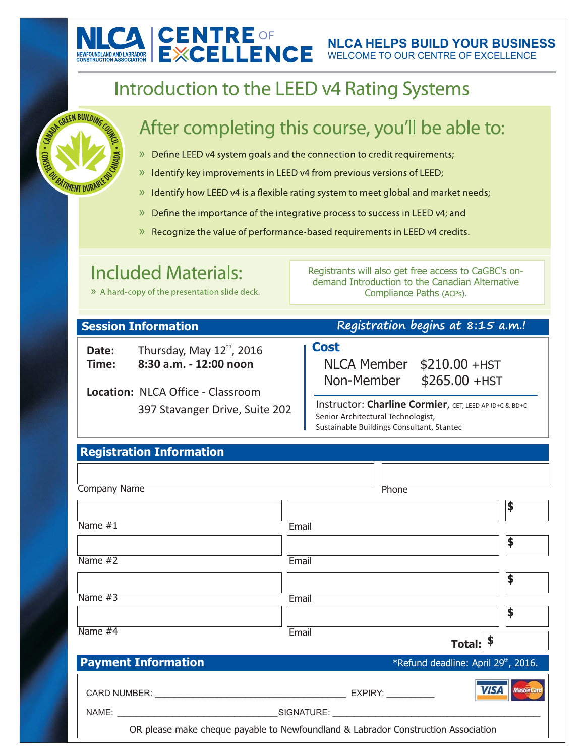NLCA NEWFOUNDLAND AND LABRADOR CONSTRUCTION ASSOCIATION | CENTRE OF EXCELLENCE

**NLCA HELPS BUILD YOUR BUSINESS**
WELCOME TO OUR CENTRE OF EXCELLENCE

# Introduction to the LEED v4 Rating Systems

CANADA GREEN BUILDING COUNCIL • CONSEIL DU BÂTIMENT DURABLE DU CANADA

## After completing this course, you'll be able to:

- » Define LEED v4 system goals and the connection to credit requirements;
- » Identify key improvements in LEED v4 from previous versions of LEED;
- » Identify how LEED v4 is a flexible rating system to meet global and market needs;
- » Define the importance of the integrative process to success in LEED v4; and
- » Recognize the value of performance-based requirements in LEED v4 credits.

## Included Materials:

» A hard-copy of the presentation slide deck.

Registrants will also get free access to CaGBC's on-demand Introduction to the Canadian Alternative Compliance Paths (ACPs).

## Session Information

*Registration begins at 8:15 a.m.!*

**Date:** Thursday, May 12th, 2016
**Time:** **8:30 a.m. - 12:00 noon**

**Location:** NLCA Office - Classroom
397 Stavanger Drive, Suite 202

**Cost**

| | |
|---|---|
| NLCA Member | $210.00 +HST |
| Non-Member | $265.00 +HST |

Instructor: **Charline Cormier**, CET, LEED AP ID+C & BD+C
Senior Architectural Technologist,
Sustainable Buildings Consultant, Stantec

## Registration Information

Company Name ______________________ Phone ______________________

Name #1 ______________________ Email ______________________ $ ________

Name #2 ______________________ Email ______________________ $ ________

Name #3 ______________________ Email ______________________ $ ________

Name #4 ______________________ Email ______________________ $ ________

**Total:** $ ________

## Payment Information

*Refund deadline: April 29th, 2016.

CARD NUMBER: ______________________ EXPIRY: __________ VISA MasterCard

NAME: ______________________ SIGNATURE: ______________________

OR please make cheque payable to Newfoundland & Labrador Construction Association